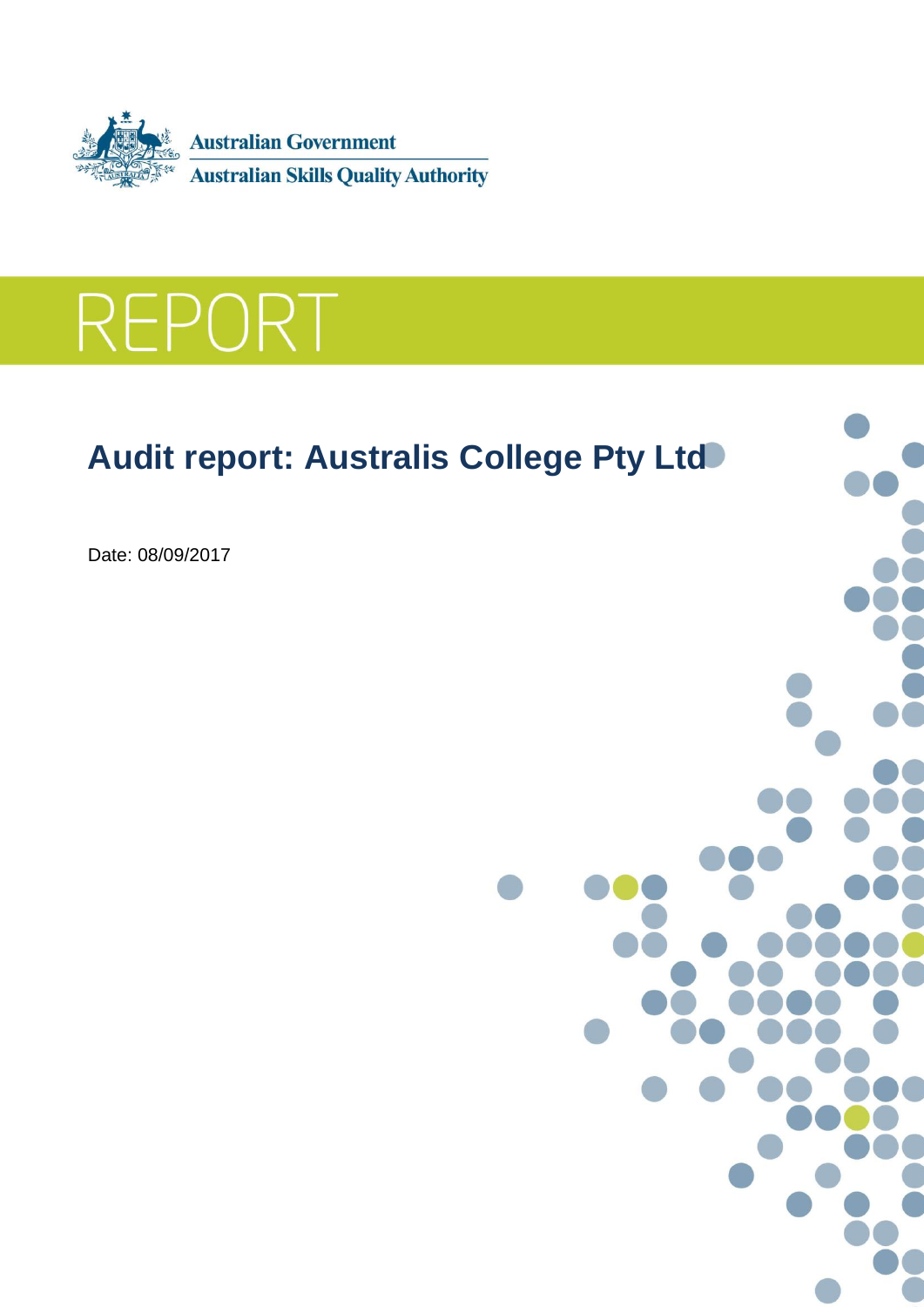Australian Government

Australian Skills Quality Authority

# REPORT

## Audit report: Australis College Pty Ltd

Date: 08/09/2017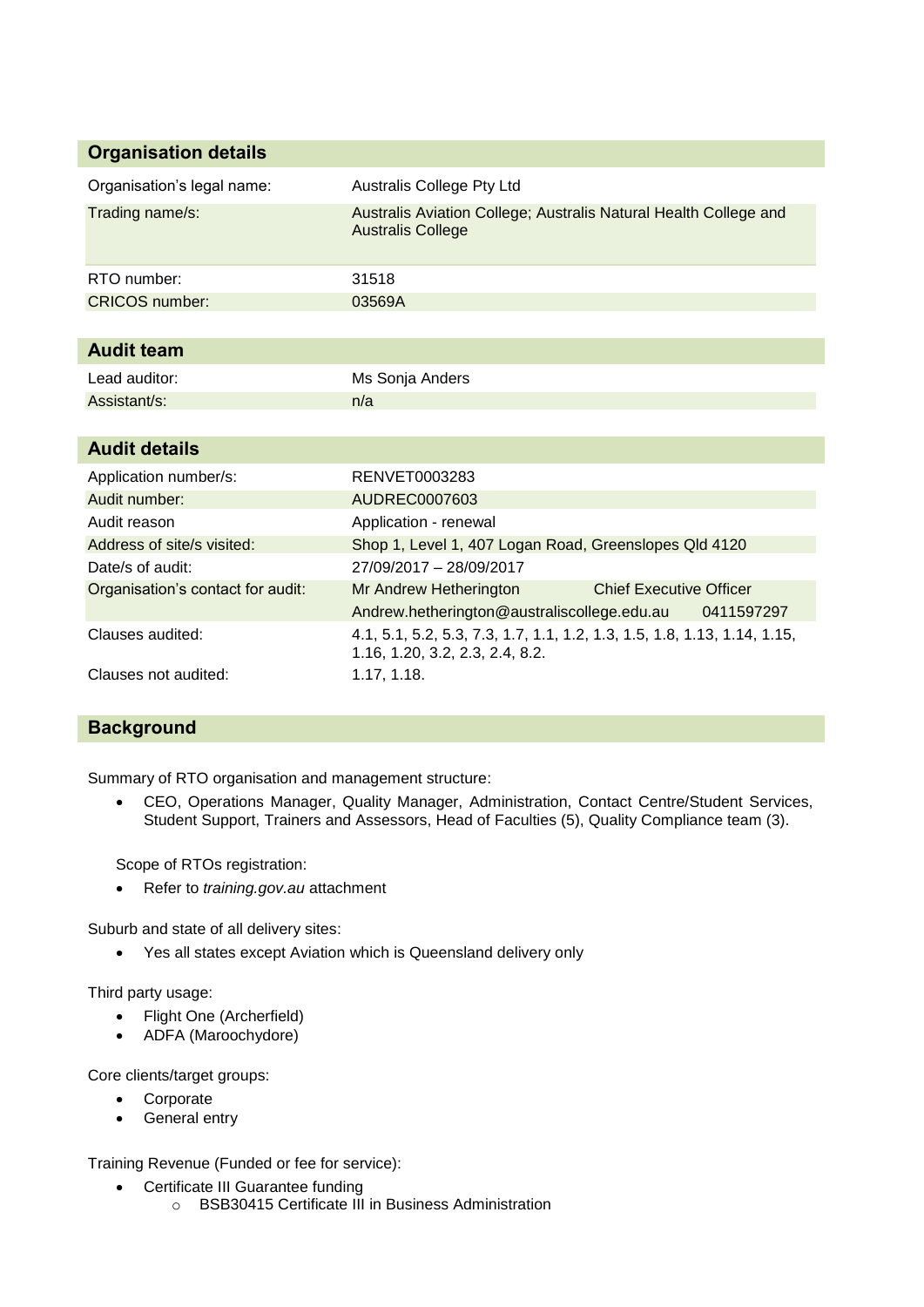## Organisation details

| | |
|---|---|
| Organisation's legal name: | Australis College Pty Ltd |
| Trading name/s: | Australis Aviation College; Australis Natural Health College and Australis College |
| RTO number: | 31518 |
| CRICOS number: | 03569A |

## Audit team

| | |
|---|---|
| Lead auditor: | Ms Sonja Anders |
| Assistant/s: | n/a |

## Audit details

| | | |
|---|---|---|
| Application number/s: | RENVET0003283 | |
| Audit number: | AUDREC0007603 | |
| Audit reason | Application - renewal | |
| Address of site/s visited: | Shop 1, Level 1, 407 Logan Road, Greenslopes Qld 4120 | |
| Date/s of audit: | 27/09/2017 – 28/09/2017 | |
| Organisation's contact for audit: | Mr Andrew Hetherington | Chief Executive Officer |
| | Andrew.hetherington@australiscollege.edu.au | 0411597297 |
| Clauses audited: | 4.1, 5.1, 5.2, 5.3, 7.3, 1.7, 1.1, 1.2, 1.3, 1.5, 1.8, 1.13, 1.14, 1.15, 1.16, 1.20, 3.2, 2.3, 2.4, 8.2. | |
| Clauses not audited: | 1.17, 1.18. | |

## Background

Summary of RTO organisation and management structure:

- CEO, Operations Manager, Quality Manager, Administration, Contact Centre/Student Services, Student Support, Trainers and Assessors, Head of Faculties (5), Quality Compliance team (3).

Scope of RTOs registration:

- Refer to *training.gov.au* attachment

Suburb and state of all delivery sites:

- Yes all states except Aviation which is Queensland delivery only

Third party usage:

- Flight One (Archerfield)
- ADFA (Maroochydore)

Core clients/target groups:

- Corporate
- General entry

Training Revenue (Funded or fee for service):

- Certificate III Guarantee funding
  - BSB30415 Certificate III in Business Administration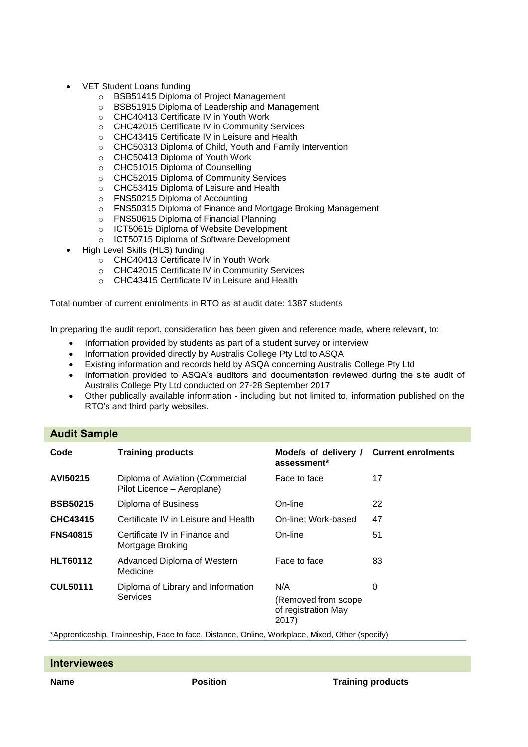- VET Student Loans funding
  - BSB51415 Diploma of Project Management
  - BSB51915 Diploma of Leadership and Management
  - CHC40413 Certificate IV in Youth Work
  - CHC42015 Certificate IV in Community Services
  - CHC43415 Certificate IV in Leisure and Health
  - CHC50313 Diploma of Child, Youth and Family Intervention
  - CHC50413 Diploma of Youth Work
  - CHC51015 Diploma of Counselling
  - CHC52015 Diploma of Community Services
  - CHC53415 Diploma of Leisure and Health
  - FNS50215 Diploma of Accounting
  - FNS50315 Diploma of Finance and Mortgage Broking Management
  - FNS50615 Diploma of Financial Planning
  - ICT50615 Diploma of Website Development
  - ICT50715 Diploma of Software Development
- High Level Skills (HLS) funding
  - CHC40413 Certificate IV in Youth Work
  - CHC42015 Certificate IV in Community Services
  - CHC43415 Certificate IV in Leisure and Health

Total number of current enrolments in RTO as at audit date: 1387 students

In preparing the audit report, consideration has been given and reference made, where relevant, to:

- Information provided by students as part of a student survey or interview
- Information provided directly by Australis College Pty Ltd to ASQA
- Existing information and records held by ASQA concerning Australis College Pty Ltd
- Information provided to ASQA's auditors and documentation reviewed during the site audit of Australis College Pty Ltd conducted on 27-28 September 2017
- Other publically available information - including but not limited to, information published on the RTO's and third party websites.

## Audit Sample

| Code | Training products | Model/s of delivery / assessment* | Current enrolments |
|---|---|---|---|
| **AVI50215** | Diploma of Aviation (Commercial Pilot Licence – Aeroplane) | Face to face | 17 |
| **BSB50215** | Diploma of Business | On-line | 22 |
| **CHC43415** | Certificate IV in Leisure and Health | On-line; Work-based | 47 |
| **FNS40815** | Certificate IV in Finance and Mortgage Broking | On-line | 51 |
| **HLT60112** | Advanced Diploma of Western Medicine | Face to face | 83 |
| **CUL50111** | Diploma of Library and Information Services | N/A (Removed from scope of registration May 2017) | 0 |

*Apprenticeship, Traineeship, Face to face, Distance, Online, Workplace, Mixed, Other (specify)

## Interviewees

| Name | Position | Training products |
|---|---|---|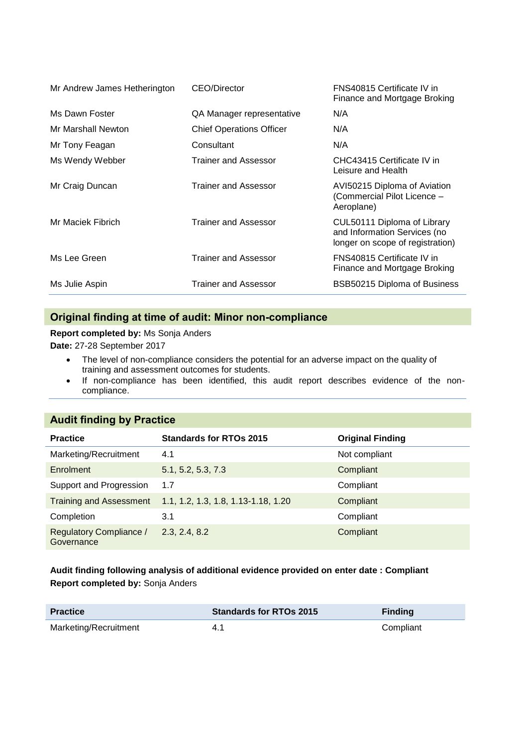| | | |
|---|---|---|
| Mr Andrew James Hetherington | CEO/Director | FNS40815 Certificate IV in Finance and Mortgage Broking |
| Ms Dawn Foster | QA Manager representative | N/A |
| Mr Marshall Newton | Chief Operations Officer | N/A |
| Mr Tony Feagan | Consultant | N/A |
| Ms Wendy Webber | Trainer and Assessor | CHC43415 Certificate IV in Leisure and Health |
| Mr Craig Duncan | Trainer and Assessor | AVI50215 Diploma of Aviation (Commercial Pilot Licence – Aeroplane) |
| Mr Maciek Fibrich | Trainer and Assessor | CUL50111 Diploma of Library and Information Services (no longer on scope of registration) |
| Ms Lee Green | Trainer and Assessor | FNS40815 Certificate IV in Finance and Mortgage Broking |
| Ms Julie Aspin | Trainer and Assessor | BSB50215 Diploma of Business |

## Original finding at time of audit: Minor non-compliance

**Report completed by:** Ms Sonja Anders

**Date:** 27-28 September 2017

- The level of non-compliance considers the potential for an adverse impact on the quality of training and assessment outcomes for students.
- If non-compliance has been identified, this audit report describes evidence of the non-compliance.

## Audit finding by Practice

| Practice | Standards for RTOs 2015 | Original Finding |
|---|---|---|
| Marketing/Recruitment | 4.1 | Not compliant |
| Enrolment | 5.1, 5.2, 5.3, 7.3 | Compliant |
| Support and Progression | 1.7 | Compliant |
| Training and Assessment | 1.1, 1.2, 1.3, 1.8, 1.13-1.18, 1.20 | Compliant |
| Completion | 3.1 | Compliant |
| Regulatory Compliance / Governance | 2.3, 2.4, 8.2 | Compliant |

**Audit finding following analysis of additional evidence provided on enter date : Compliant**

**Report completed by:** Sonja Anders

| Practice | Standards for RTOs 2015 | Finding |
|---|---|---|
| Marketing/Recruitment | 4.1 | Compliant |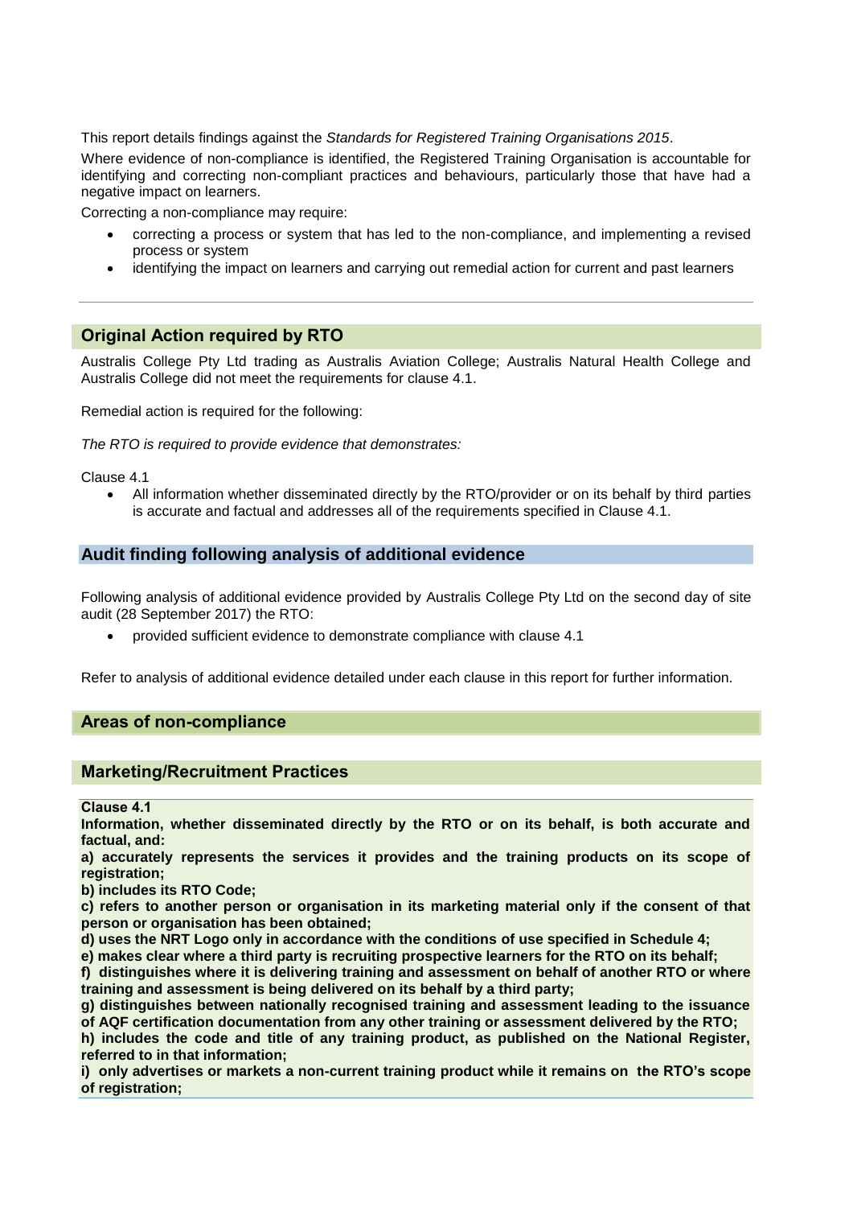This report details findings against the *Standards for Registered Training Organisations 2015*.

Where evidence of non-compliance is identified, the Registered Training Organisation is accountable for identifying and correcting non-compliant practices and behaviours, particularly those that have had a negative impact on learners.

Correcting a non-compliance may require:

- correcting a process or system that has led to the non-compliance, and implementing a revised process or system
- identifying the impact on learners and carrying out remedial action for current and past learners

---

## Original Action required by RTO

Australis College Pty Ltd trading as Australis Aviation College; Australis Natural Health College and Australis College did not meet the requirements for clause 4.1.

Remedial action is required for the following:

*The RTO is required to provide evidence that demonstrates:*

Clause 4.1

- All information whether disseminated directly by the RTO/provider or on its behalf by third parties is accurate and factual and addresses all of the requirements specified in Clause 4.1.

## Audit finding following analysis of additional evidence

Following analysis of additional evidence provided by Australis College Pty Ltd on the second day of site audit (28 September 2017) the RTO:

- provided sufficient evidence to demonstrate compliance with clause 4.1

Refer to analysis of additional evidence detailed under each clause in this report for further information.

## Areas of non-compliance

## Marketing/Recruitment Practices

**Clause 4.1**

**Information, whether disseminated directly by the RTO or on its behalf, is both accurate and factual, and:**

**a) accurately represents the services it provides and the training products on its scope of registration;**

**b) includes its RTO Code;**

**c) refers to another person or organisation in its marketing material only if the consent of that person or organisation has been obtained;**

**d) uses the NRT Logo only in accordance with the conditions of use specified in Schedule 4;**

**e) makes clear where a third party is recruiting prospective learners for the RTO on its behalf;**

**f) distinguishes where it is delivering training and assessment on behalf of another RTO or where training and assessment is being delivered on its behalf by a third party;**

**g) distinguishes between nationally recognised training and assessment leading to the issuance of AQF certification documentation from any other training or assessment delivered by the RTO;**

**h) includes the code and title of any training product, as published on the National Register, referred to in that information;**

**i) only advertises or markets a non-current training product while it remains on the RTO's scope of registration;**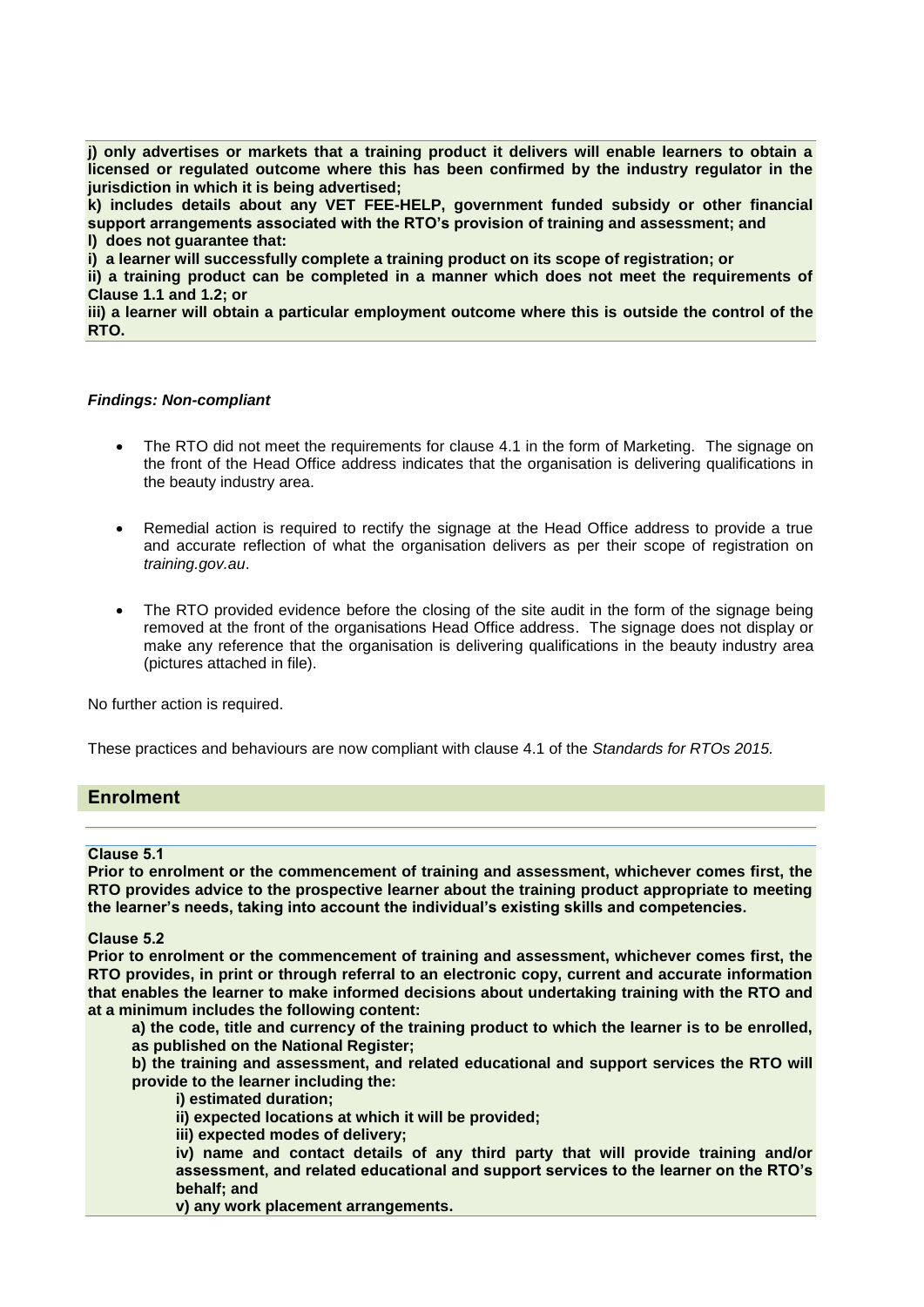**j) only advertises or markets that a training product it delivers will enable learners to obtain a licensed or regulated outcome where this has been confirmed by the industry regulator in the jurisdiction in which it is being advertised;**

**k) includes details about any VET FEE-HELP, government funded subsidy or other financial support arrangements associated with the RTO's provision of training and assessment; and**

**l) does not guarantee that:**

**i) a learner will successfully complete a training product on its scope of registration; or**

**ii) a training product can be completed in a manner which does not meet the requirements of Clause 1.1 and 1.2; or**

**iii) a learner will obtain a particular employment outcome where this is outside the control of the RTO.**

***Findings: Non-compliant***

- The RTO did not meet the requirements for clause 4.1 in the form of Marketing. The signage on the front of the Head Office address indicates that the organisation is delivering qualifications in the beauty industry area.

- Remedial action is required to rectify the signage at the Head Office address to provide a true and accurate reflection of what the organisation delivers as per their scope of registration on *training.gov.au*.

- The RTO provided evidence before the closing of the site audit in the form of the signage being removed at the front of the organisations Head Office address. The signage does not display or make any reference that the organisation is delivering qualifications in the beauty industry area (pictures attached in file).

No further action is required.

These practices and behaviours are now compliant with clause 4.1 of the *Standards for RTOs 2015.*

## Enrolment

**Clause 5.1**

**Prior to enrolment or the commencement of training and assessment, whichever comes first, the RTO provides advice to the prospective learner about the training product appropriate to meeting the learner's needs, taking into account the individual's existing skills and competencies.**

**Clause 5.2**

**Prior to enrolment or the commencement of training and assessment, whichever comes first, the RTO provides, in print or through referral to an electronic copy, current and accurate information that enables the learner to make informed decisions about undertaking training with the RTO and at a minimum includes the following content:**

**a) the code, title and currency of the training product to which the learner is to be enrolled, as published on the National Register;**

**b) the training and assessment, and related educational and support services the RTO will provide to the learner including the:**

**i) estimated duration;**

**ii) expected locations at which it will be provided;**

**iii) expected modes of delivery;**

**iv) name and contact details of any third party that will provide training and/or assessment, and related educational and support services to the learner on the RTO's behalf; and**

**v) any work placement arrangements.**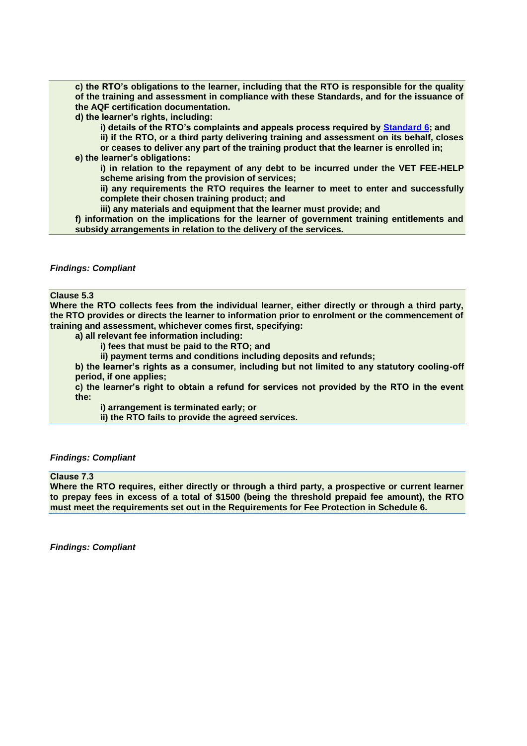**c) the RTO's obligations to the learner, including that the RTO is responsible for the quality of the training and assessment in compliance with these Standards, and for the issuance of the AQF certification documentation.**

**d) the learner's rights, including:**

**i) details of the RTO's complaints and appeals process required by [Standard 6](); and**

**ii) if the RTO, or a third party delivering training and assessment on its behalf, closes or ceases to deliver any part of the training product that the learner is enrolled in;**

**e) the learner's obligations:**

**i) in relation to the repayment of any debt to be incurred under the VET FEE-HELP scheme arising from the provision of services;**

**ii) any requirements the RTO requires the learner to meet to enter and successfully complete their chosen training product; and**

**iii) any materials and equipment that the learner must provide; and**

**f) information on the implications for the learner of government training entitlements and subsidy arrangements in relation to the delivery of the services.**

***Findings: Compliant***

**Clause 5.3**

**Where the RTO collects fees from the individual learner, either directly or through a third party, the RTO provides or directs the learner to information prior to enrolment or the commencement of training and assessment, whichever comes first, specifying:**

**a) all relevant fee information including:**

**i) fees that must be paid to the RTO; and**

**ii) payment terms and conditions including deposits and refunds;**

**b) the learner's rights as a consumer, including but not limited to any statutory cooling-off period, if one applies;**

**c) the learner's right to obtain a refund for services not provided by the RTO in the event the:**

**i) arrangement is terminated early; or**

**ii) the RTO fails to provide the agreed services.**

***Findings: Compliant***

**Clause 7.3**

**Where the RTO requires, either directly or through a third party, a prospective or current learner to prepay fees in excess of a total of $1500 (being the threshold prepaid fee amount), the RTO must meet the requirements set out in the Requirements for Fee Protection in Schedule 6.**

***Findings: Compliant***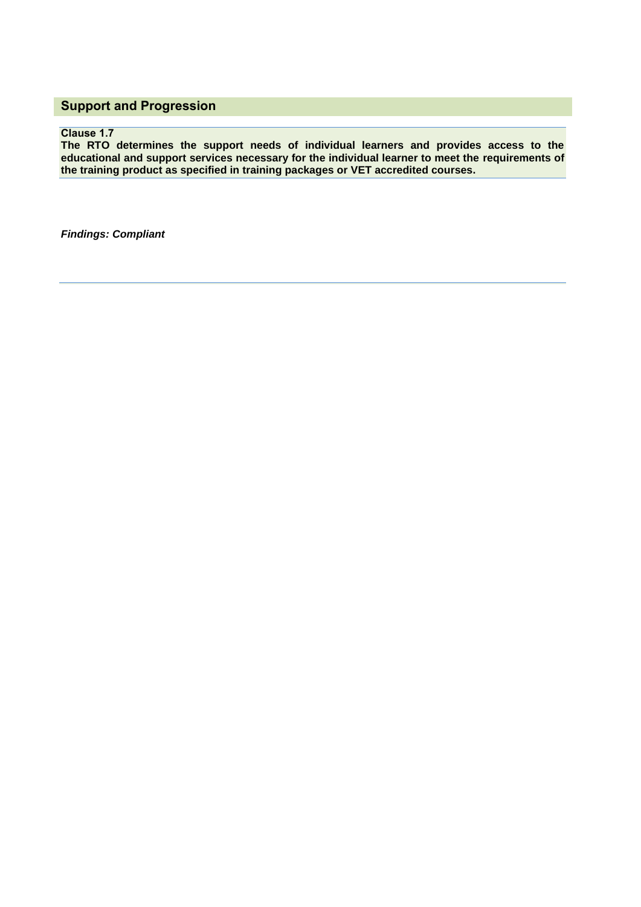## Support and Progression

**Clause 1.7**
**The RTO determines the support needs of individual learners and provides access to the educational and support services necessary for the individual learner to meet the requirements of the training product as specified in training packages or VET accredited courses.**

***Findings: Compliant***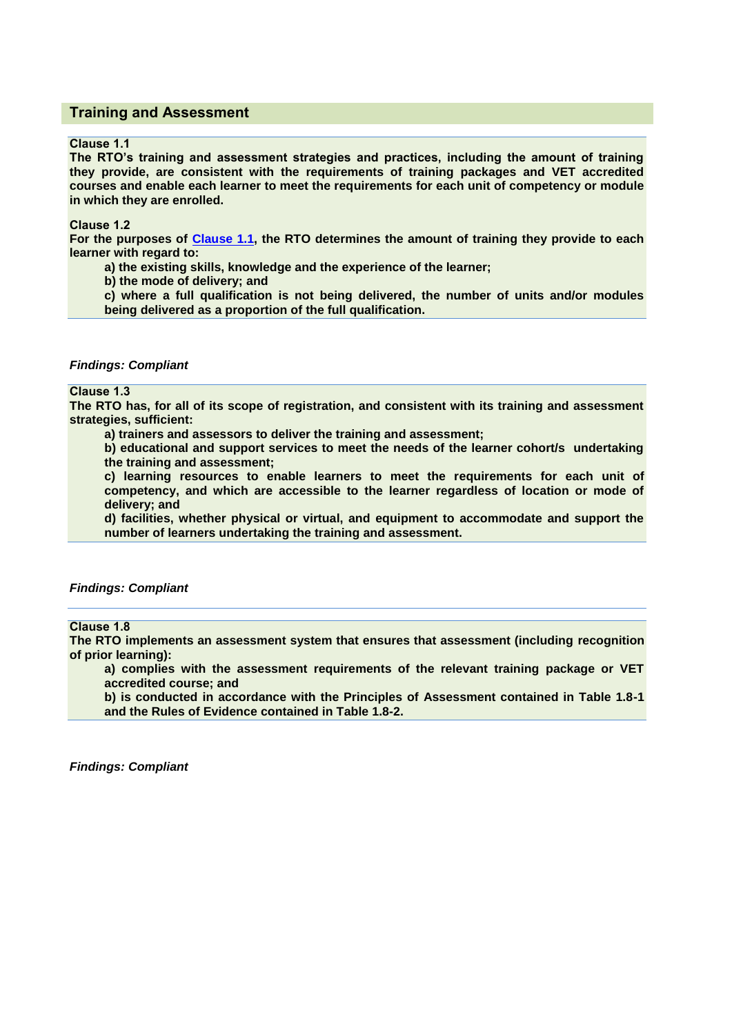## Training and Assessment

**Clause 1.1**
**The RTO's training and assessment strategies and practices, including the amount of training they provide, are consistent with the requirements of training packages and VET accredited courses and enable each learner to meet the requirements for each unit of competency or module in which they are enrolled.**

**Clause 1.2**
**For the purposes of [Clause 1.1], the RTO determines the amount of training they provide to each learner with regard to:**

> **a) the existing skills, knowledge and the experience of the learner;**
> **b) the mode of delivery; and**
> **c) where a full qualification is not being delivered, the number of units and/or modules being delivered as a proportion of the full qualification.**

***Findings: Compliant***

**Clause 1.3**
**The RTO has, for all of its scope of registration, and consistent with its training and assessment strategies, sufficient:**

> **a) trainers and assessors to deliver the training and assessment;**
> **b) educational and support services to meet the needs of the learner cohort/s undertaking the training and assessment;**
> **c) learning resources to enable learners to meet the requirements for each unit of competency, and which are accessible to the learner regardless of location or mode of delivery; and**
> **d) facilities, whether physical or virtual, and equipment to accommodate and support the number of learners undertaking the training and assessment.**

***Findings: Compliant***

**Clause 1.8**
**The RTO implements an assessment system that ensures that assessment (including recognition of prior learning):**

> **a) complies with the assessment requirements of the relevant training package or VET accredited course; and**
> **b) is conducted in accordance with the Principles of Assessment contained in Table 1.8-1 and the Rules of Evidence contained in Table 1.8-2.**

***Findings: Compliant***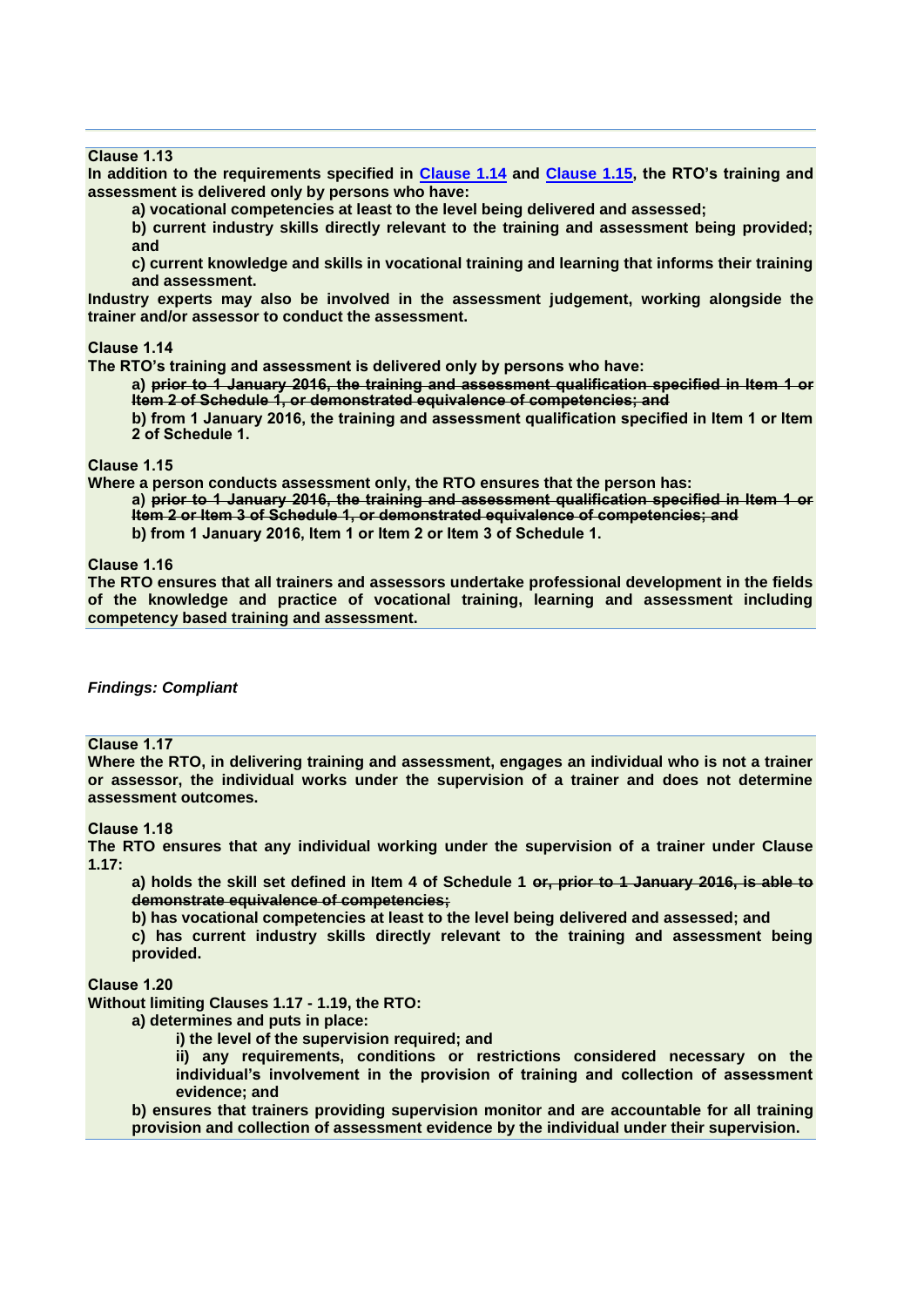**Clause 1.13**

**In addition to the requirements specified in [Clause 1.14] and [Clause 1.15], the RTO's training and assessment is delivered only by persons who have:**

**a) vocational competencies at least to the level being delivered and assessed;**

**b) current industry skills directly relevant to the training and assessment being provided; and**

**c) current knowledge and skills in vocational training and learning that informs their training and assessment.**

**Industry experts may also be involved in the assessment judgement, working alongside the trainer and/or assessor to conduct the assessment.**

**Clause 1.14**

**The RTO's training and assessment is delivered only by persons who have:**

**a) ~~prior to 1 January 2016, the training and assessment qualification specified in Item 1 or Item 2 of Schedule 1, or demonstrated equivalence of competencies; and~~**

**b) from 1 January 2016, the training and assessment qualification specified in Item 1 or Item 2 of Schedule 1.**

**Clause 1.15**

**Where a person conducts assessment only, the RTO ensures that the person has:**

**a) ~~prior to 1 January 2016, the training and assessment qualification specified in Item 1 or Item 2 or Item 3 of Schedule 1, or demonstrated equivalence of competencies; and~~**

**b) from 1 January 2016, Item 1 or Item 2 or Item 3 of Schedule 1.**

**Clause 1.16**

**The RTO ensures that all trainers and assessors undertake professional development in the fields of the knowledge and practice of vocational training, learning and assessment including competency based training and assessment.**

***Findings: Compliant***

**Clause 1.17**

**Where the RTO, in delivering training and assessment, engages an individual who is not a trainer or assessor, the individual works under the supervision of a trainer and does not determine assessment outcomes.**

**Clause 1.18**

**The RTO ensures that any individual working under the supervision of a trainer under Clause 1.17:**

**a) holds the skill set defined in Item 4 of Schedule 1 ~~or, prior to 1 January 2016, is able to demonstrate equivalence of competencies;~~**

**b) has vocational competencies at least to the level being delivered and assessed; and**

**c) has current industry skills directly relevant to the training and assessment being provided.**

**Clause 1.20**

**Without limiting Clauses 1.17 - 1.19, the RTO:**

**a) determines and puts in place:**

**i) the level of the supervision required; and**

**ii) any requirements, conditions or restrictions considered necessary on the individual's involvement in the provision of training and collection of assessment evidence; and**

**b) ensures that trainers providing supervision monitor and are accountable for all training provision and collection of assessment evidence by the individual under their supervision.**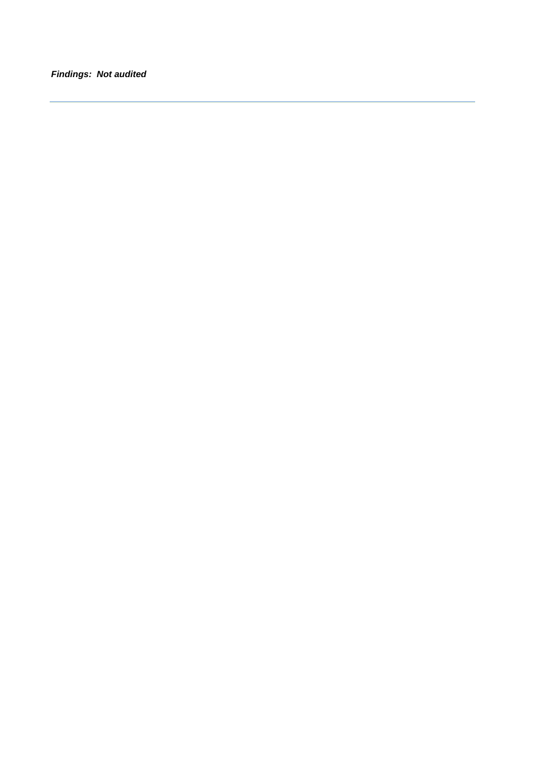***Findings: Not audited***

---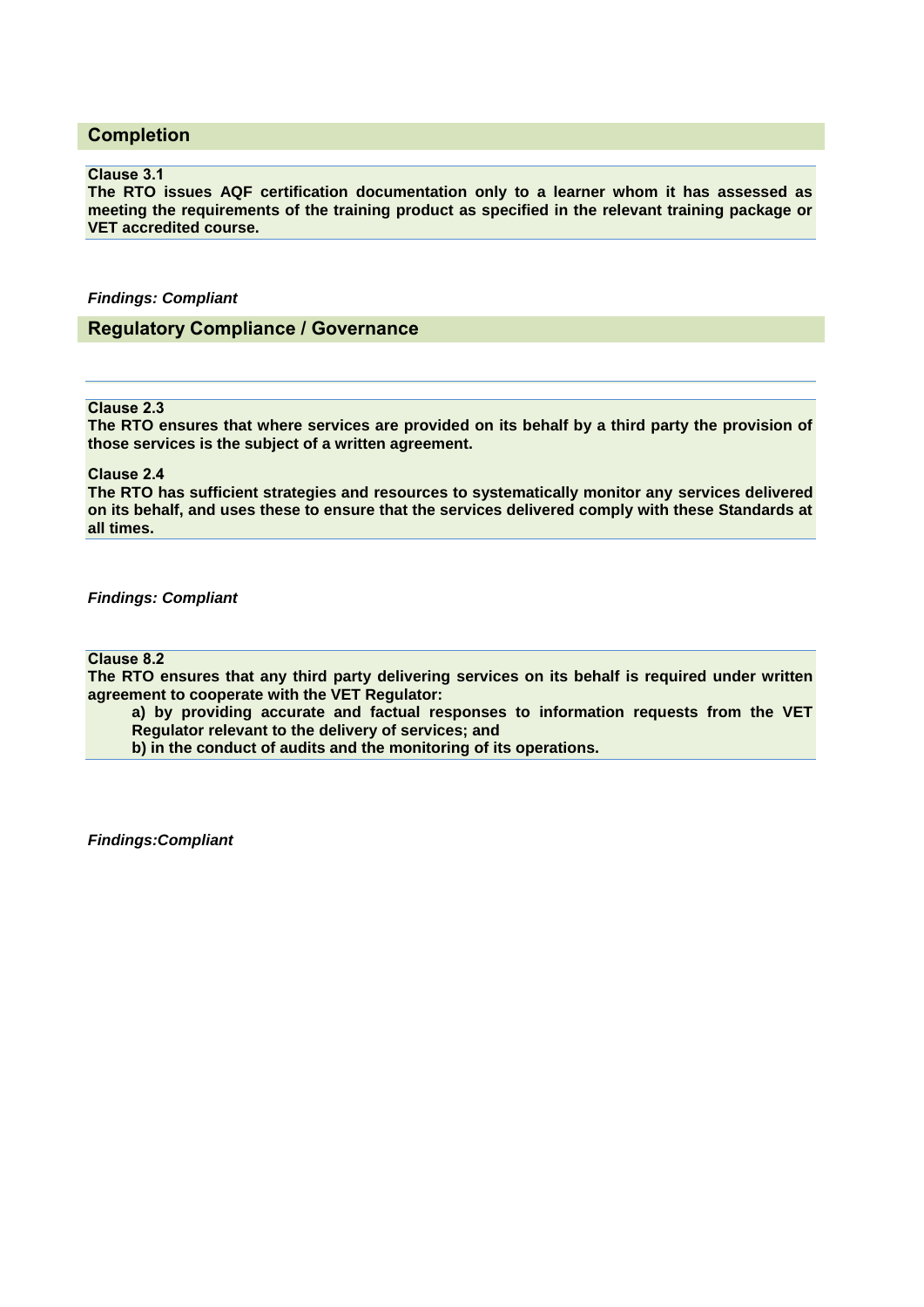## Completion

**Clause 3.1**
**The RTO issues AQF certification documentation only to a learner whom it has assessed as meeting the requirements of the training product as specified in the relevant training package or VET accredited course.**

***Findings: Compliant***

## Regulatory Compliance / Governance

**Clause 2.3**
**The RTO ensures that where services are provided on its behalf by a third party the provision of those services is the subject of a written agreement.**

**Clause 2.4**
**The RTO has sufficient strategies and resources to systematically monitor any services delivered on its behalf, and uses these to ensure that the services delivered comply with these Standards at all times.**

***Findings: Compliant***

**Clause 8.2**
**The RTO ensures that any third party delivering services on its behalf is required under written agreement to cooperate with the VET Regulator:**

**a) by providing accurate and factual responses to information requests from the VET Regulator relevant to the delivery of services; and**
**b) in the conduct of audits and the monitoring of its operations.**

***Findings:Compliant***